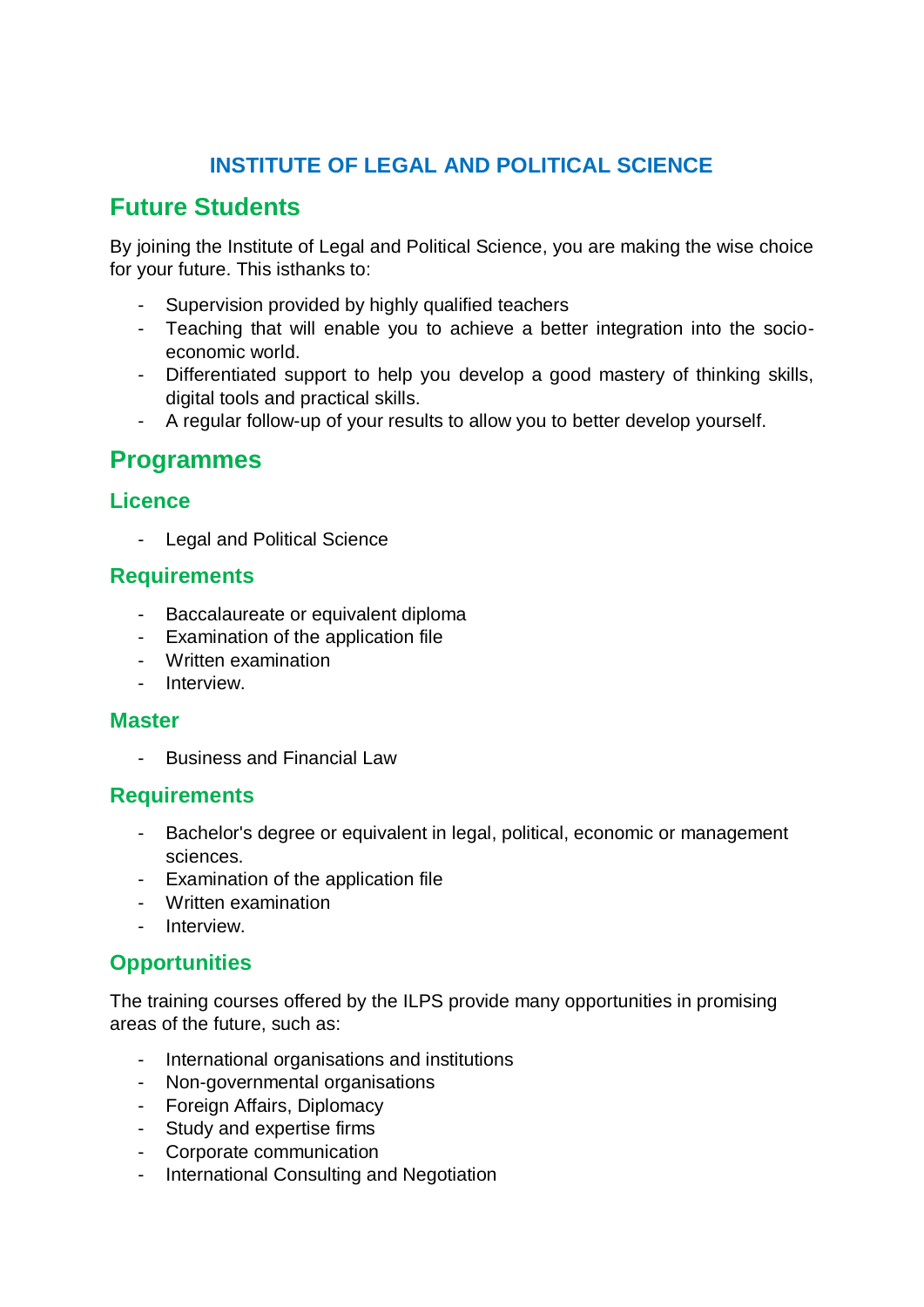# INSTITUTE OF LEGAL AND POLITICAL SCIENCE

## Future Students

By joining the Institute of Legal and Political Science, you are making the wise choice for your future. This isthanks to:

- Supervision provided by highly qualified teachers
- Teaching that will enable you to achieve a better integration into the socio-economic world.
- Differentiated support to help you develop a good mastery of thinking skills, digital tools and practical skills.
- A regular follow-up of your results to allow you to better develop yourself.

## Programmes

### Licence

- Legal and Political Science

### Requirements

- Baccalaureate or equivalent diploma
- Examination of the application file
- Written examination
- Interview.

### Master

- Business and Financial Law

### Requirements

- Bachelor's degree or equivalent in legal, political, economic or management sciences.
- Examination of the application file
- Written examination
- Interview.

### Opportunities

The training courses offered by the ILPS provide many opportunities in promising areas of the future, such as:

- International organisations and institutions
- Non-governmental organisations
- Foreign Affairs, Diplomacy
- Study and expertise firms
- Corporate communication
- International Consulting and Negotiation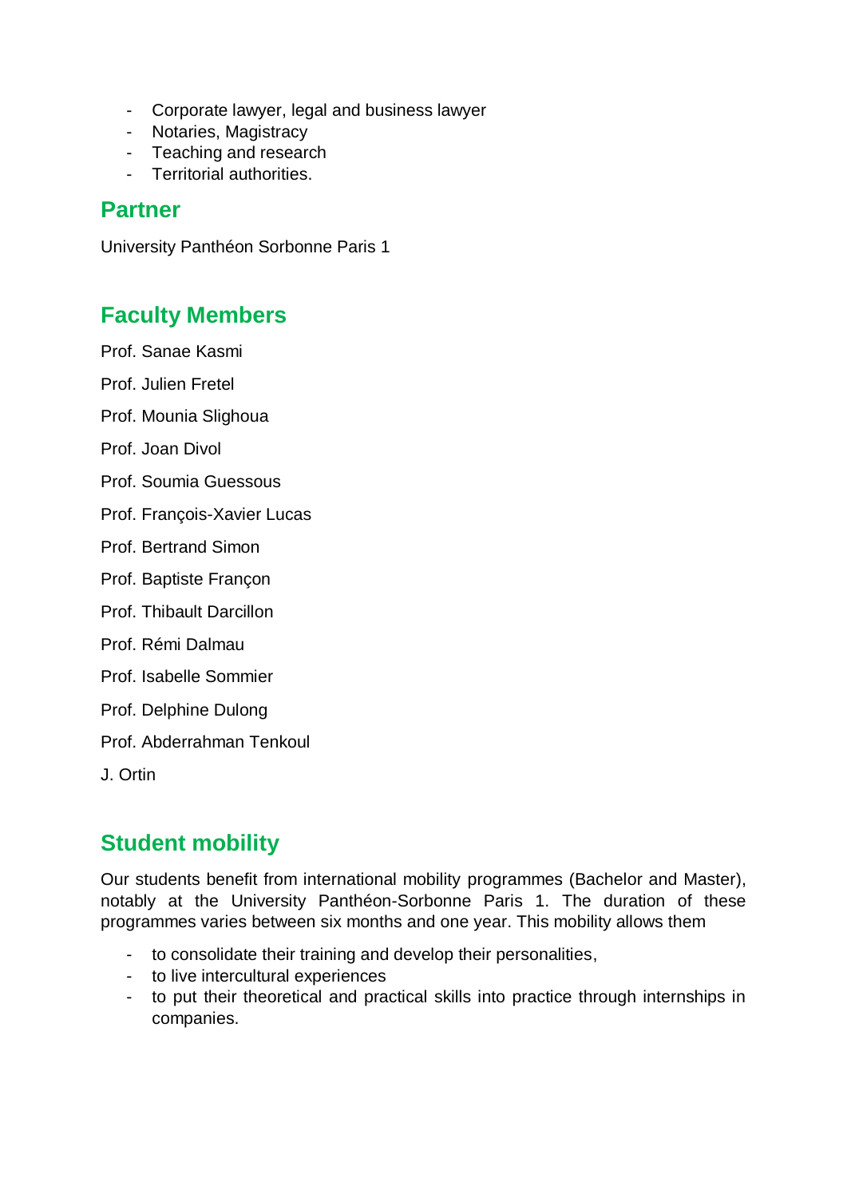- Corporate lawyer, legal and business lawyer
- Notaries, Magistracy
- Teaching and research
- Territorial authorities.

## Partner

University Panthéon Sorbonne Paris 1

## Faculty Members

Prof. Sanae Kasmi

Prof. Julien Fretel

Prof. Mounia Slighoua

Prof. Joan Divol

Prof. Soumia Guessous

Prof. François-Xavier Lucas

Prof. Bertrand Simon

Prof. Baptiste Françon

Prof. Thibault Darcillon

Prof. Rémi Dalmau

Prof. Isabelle Sommier

Prof. Delphine Dulong

Prof. Abderrahman Tenkoul

J. Ortin

## Student mobility

Our students benefit from international mobility programmes (Bachelor and Master), notably at the University Panthéon-Sorbonne Paris 1. The duration of these programmes varies between six months and one year. This mobility allows them

- to consolidate their training and develop their personalities,
- to live intercultural experiences
- to put their theoretical and practical skills into practice through internships in companies.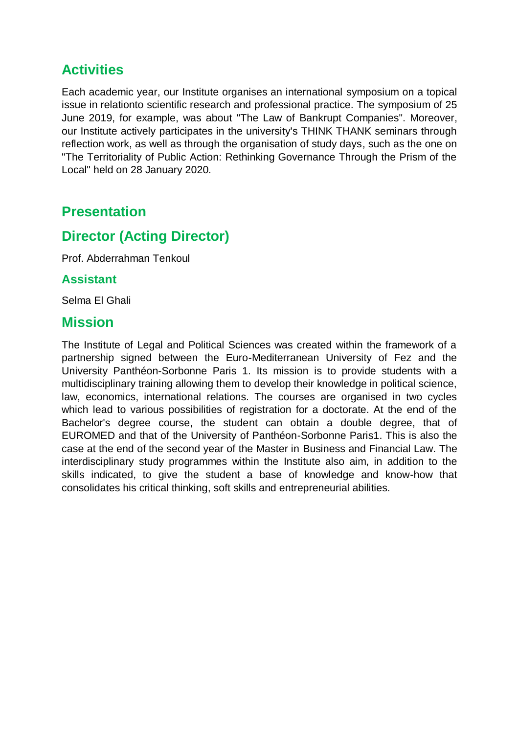## Activities

Each academic year, our Institute organises an international symposium on a topical issue in relationto scientific research and professional practice. The symposium of 25 June 2019, for example, was about "The Law of Bankrupt Companies". Moreover, our Institute actively participates in the university's THINK THANK seminars through reflection work, as well as through the organisation of study days, such as the one on "The Territoriality of Public Action: Rethinking Governance Through the Prism of the Local" held on 28 January 2020.

## Presentation

## Director (Acting Director)

Prof. Abderrahman Tenkoul

### Assistant

Selma El Ghali

## Mission

The Institute of Legal and Political Sciences was created within the framework of a partnership signed between the Euro-Mediterranean University of Fez and the University Panthéon-Sorbonne Paris 1. Its mission is to provide students with a multidisciplinary training allowing them to develop their knowledge in political science, law, economics, international relations. The courses are organised in two cycles which lead to various possibilities of registration for a doctorate. At the end of the Bachelor's degree course, the student can obtain a double degree, that of EUROMED and that of the University of Panthéon-Sorbonne Paris1. This is also the case at the end of the second year of the Master in Business and Financial Law. The interdisciplinary study programmes within the Institute also aim, in addition to the skills indicated, to give the student a base of knowledge and know-how that consolidates his critical thinking, soft skills and entrepreneurial abilities.